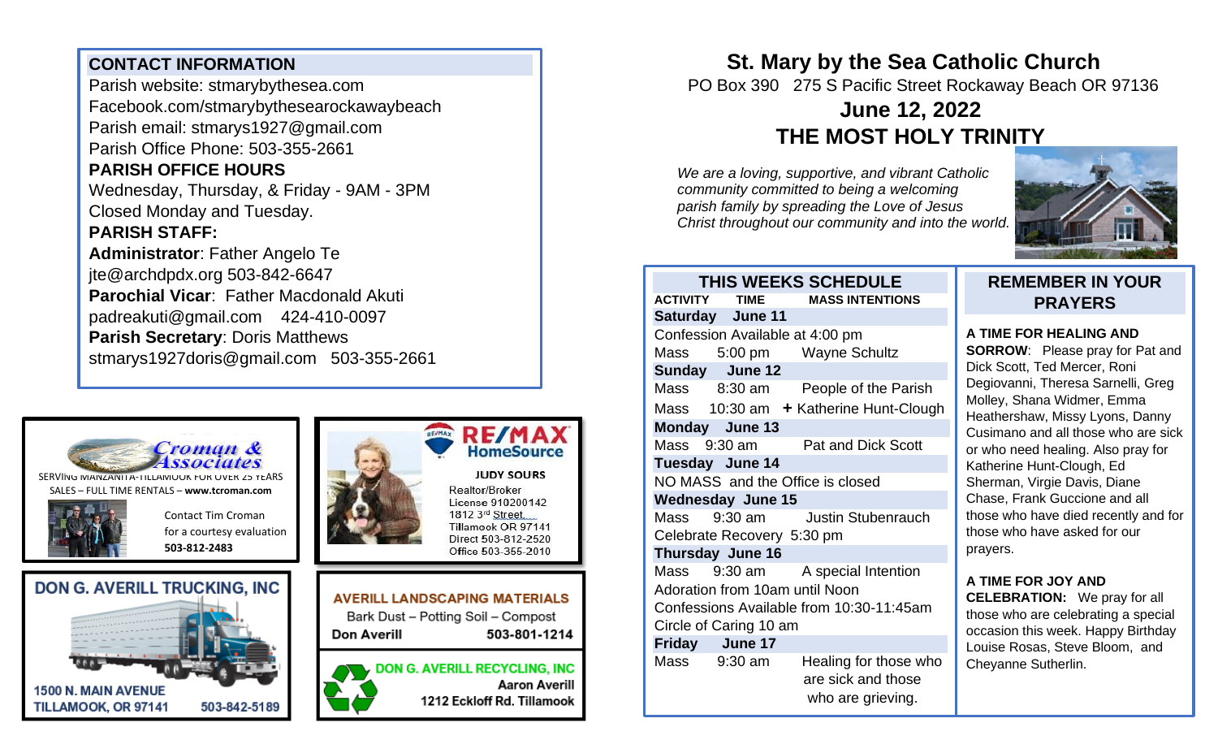# St. Mary by the Sea Catholic Church

PO Box 390   275 S Pacific Street Rockaway Beach OR 97136

## June 12, 2022

## THE MOST HOLY TRINITY

*We are a loving, supportive, and vibrant Catholic community committed to being a welcoming parish family by spreading the Love of Jesus Christ throughout our community and into the world.*

### CONTACT INFORMATION

Parish website: stmarybythesea.com
Facebook.com/stmarybythesearockawaybeach
Parish email: stmarys1927@gmail.com
Parish Office Phone: 503-355-2661

**PARISH OFFICE HOURS**

Wednesday, Thursday, & Friday - 9AM - 3PM
Closed Monday and Tuesday.

**PARISH STAFF:**

**Administrator**: Father Angelo Te
jte@archdpdx.org 503-842-6647

**Parochial Vicar**: Father Macdonald Akuti
padreakuti@gmail.com   424-410-0097

**Parish Secretary**: Doris Matthews
stmarys1927doris@gmail.com   503-355-2661

### THIS WEEKS SCHEDULE

| ACTIVITY | TIME | MASS INTENTIONS |
|---|---|---|
| **Saturday June 11** | | |
| Confession Available at 4:00 pm | | |
| Mass | 5:00 pm | Wayne Schultz |
| **Sunday June 12** | | |
| Mass | 8:30 am | People of the Parish |
| Mass | 10:30 am | + Katherine Hunt-Clough |
| **Monday June 13** | | |
| Mass | 9:30 am | Pat and Dick Scott |
| **Tuesday June 14** | | |
| NO MASS and the Office is closed | | |
| **Wednesday June 15** | | |
| Mass | 9:30 am | Justin Stubenrauch |
| Celebrate Recovery 5:30 pm | | |
| **Thursday June 16** | | |
| Mass | 9:30 am | A special Intention |
| Adoration from 10am until Noon | | |
| Confessions Available from 10:30-11:45am | | |
| Circle of Caring 10 am | | |
| **Friday June 17** | | |
| Mass | 9:30 am | Healing for those who are sick and those who are grieving. |

### REMEMBER IN YOUR PRAYERS

**A TIME FOR HEALING AND SORROW**: Please pray for Pat and Dick Scott, Ted Mercer, Roni Degiovanni, Theresa Sarnelli, Greg Molley, Shana Widmer, Emma Heathershaw, Missy Lyons, Danny Cusimano and all those who are sick or who need healing. Also pray for Katherine Hunt-Clough, Ed Sherman, Virgie Davis, Diane Chase, Frank Guccione and all those who have died recently and for those who have asked for our prayers.

**A TIME FOR JOY AND CELEBRATION:** We pray for all those who are celebrating a special occasion this week. Happy Birthday Louise Rosas, Steve Bloom, and Cheyanne Sutherlin.

---

**Croman & Associates**
SERVING MANZANITA-TILLAMOOK FOR OVER 25 YEARS
SALES – FULL TIME RENTALS – **www.tcroman.com**
Contact Tim Croman for a courtesy evaluation
**503-812-2483**

**RE/MAX HomeSource**
**JUDY SOURS**
Realtor/Broker
License 910200142
1812 3rd Street
Tillamook OR 97141
Direct 503-812-2520
Office 503-355-2010

**DON G. AVERILL TRUCKING, INC**
1500 N. MAIN AVENUE
TILLAMOOK, OR 97141   503-842-5189

**AVERILL LANDSCAPING MATERIALS**
Bark Dust – Potting Soil – Compost
**Don Averill   503-801-1214**

**DON G. AVERILL RECYCLING, INC**
**Aaron Averill**
**1212 Eckloff Rd. Tillamook**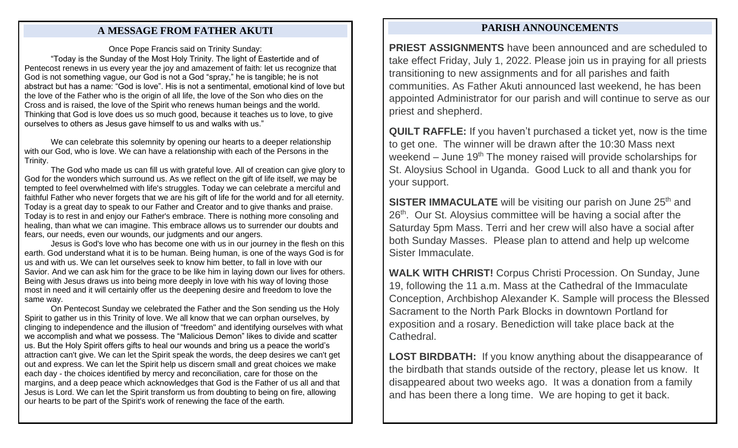## A MESSAGE FROM FATHER AKUTI

Once Pope Francis said on Trinity Sunday:

"Today is the Sunday of the Most Holy Trinity. The light of Eastertide and of Pentecost renews in us every year the joy and amazement of faith: let us recognize that God is not something vague, our God is not a God "spray," he is tangible; he is not abstract but has a name: "God is love". His is not a sentimental, emotional kind of love but the love of the Father who is the origin of all life, the love of the Son who dies on the Cross and is raised, the love of the Spirit who renews human beings and the world. Thinking that God is love does us so much good, because it teaches us to love, to give ourselves to others as Jesus gave himself to us and walks with us."

We can celebrate this solemnity by opening our hearts to a deeper relationship with our God, who is love. We can have a relationship with each of the Persons in the Trinity.

The God who made us can fill us with grateful love. All of creation can give glory to God for the wonders which surround us. As we reflect on the gift of life itself, we may be tempted to feel overwhelmed with life's struggles. Today we can celebrate a merciful and faithful Father who never forgets that we are his gift of life for the world and for all eternity. Today is a great day to speak to our Father and Creator and to give thanks and praise. Today is to rest in and enjoy our Father's embrace. There is nothing more consoling and healing, than what we can imagine. This embrace allows us to surrender our doubts and fears, our needs, even our wounds, our judgments and our angers.

Jesus is God's love who has become one with us in our journey in the flesh on this earth. God understand what it is to be human. Being human, is one of the ways God is for us and with us. We can let ourselves seek to know him better, to fall in love with our Savior. And we can ask him for the grace to be like him in laying down our lives for others. Being with Jesus draws us into being more deeply in love with his way of loving those most in need and it will certainly offer us the deepening desire and freedom to love the same way.

On Pentecost Sunday we celebrated the Father and the Son sending us the Holy Spirit to gather us in this Trinity of love. We all know that we can orphan ourselves, by clinging to independence and the illusion of "freedom" and identifying ourselves with what we accomplish and what we possess. The "Malicious Demon" likes to divide and scatter us. But the Holy Spirit offers gifts to heal our wounds and bring us a peace the world's attraction can't give. We can let the Spirit speak the words, the deep desires we can't get out and express. We can let the Spirit help us discern small and great choices we make each day - the choices identified by mercy and reconciliation, care for those on the margins, and a deep peace which acknowledges that God is the Father of us all and that Jesus is Lord. We can let the Spirit transform us from doubting to being on fire, allowing our hearts to be part of the Spirit's work of renewing the face of the earth.

## PARISH ANNOUNCEMENTS

**PRIEST ASSIGNMENTS** have been announced and are scheduled to take effect Friday, July 1, 2022. Please join us in praying for all priests transitioning to new assignments and for all parishes and faith communities. As Father Akuti announced last weekend, he has been appointed Administrator for our parish and will continue to serve as our priest and shepherd.

**QUILT RAFFLE:** If you haven't purchased a ticket yet, now is the time to get one. The winner will be drawn after the 10:30 Mass next weekend – June 19th The money raised will provide scholarships for St. Aloysius School in Uganda. Good Luck to all and thank you for your support.

**SISTER IMMACULATE** will be visiting our parish on June 25th and 26th. Our St. Aloysius committee will be having a social after the Saturday 5pm Mass. Terri and her crew will also have a social after both Sunday Masses. Please plan to attend and help up welcome Sister Immaculate.

**WALK WITH CHRIST!** Corpus Christi Procession. On Sunday, June 19, following the 11 a.m. Mass at the Cathedral of the Immaculate Conception, Archbishop Alexander K. Sample will process the Blessed Sacrament to the North Park Blocks in downtown Portland for exposition and a rosary. Benediction will take place back at the Cathedral.

**LOST BIRDBATH:** If you know anything about the disappearance of the birdbath that stands outside of the rectory, please let us know. It disappeared about two weeks ago. It was a donation from a family and has been there a long time. We are hoping to get it back.